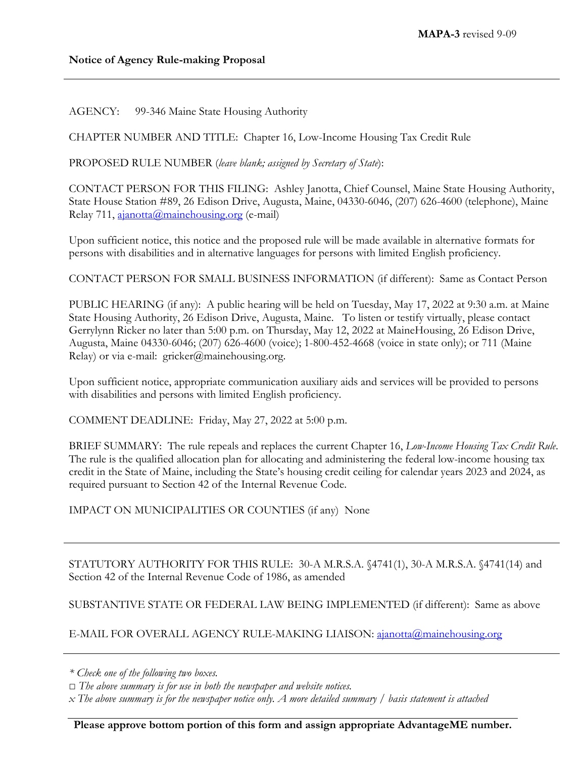**MAPA-3** revised 9-09

**Notice of Agency Rule-making Proposal**

---

AGENCY: 99-346 Maine State Housing Authority

CHAPTER NUMBER AND TITLE: Chapter 16, Low-Income Housing Tax Credit Rule

PROPOSED RULE NUMBER (*leave blank; assigned by Secretary of State*):

CONTACT PERSON FOR THIS FILING: Ashley Janotta, Chief Counsel, Maine State Housing Authority, State House Station #89, 26 Edison Drive, Augusta, Maine, 04330-6046, (207) 626-4600 (telephone), Maine Relay 711, ajanotta@mainehousing.org (e-mail)

Upon sufficient notice, this notice and the proposed rule will be made available in alternative formats for persons with disabilities and in alternative languages for persons with limited English proficiency.

CONTACT PERSON FOR SMALL BUSINESS INFORMATION (if different): Same as Contact Person

PUBLIC HEARING (if any): A public hearing will be held on Tuesday, May 17, 2022 at 9:30 a.m. at Maine State Housing Authority, 26 Edison Drive, Augusta, Maine. To listen or testify virtually, please contact Gerrylynn Ricker no later than 5:00 p.m. on Thursday, May 12, 2022 at MaineHousing, 26 Edison Drive, Augusta, Maine 04330-6046; (207) 626-4600 (voice); 1-800-452-4668 (voice in state only); or 711 (Maine Relay) or via e-mail: gricker@mainehousing.org.

Upon sufficient notice, appropriate communication auxiliary aids and services will be provided to persons with disabilities and persons with limited English proficiency.

COMMENT DEADLINE: Friday, May 27, 2022 at 5:00 p.m.

BRIEF SUMMARY: The rule repeals and replaces the current Chapter 16, *Low-Income Housing Tax Credit Rule*. The rule is the qualified allocation plan for allocating and administering the federal low-income housing tax credit in the State of Maine, including the State's housing credit ceiling for calendar years 2023 and 2024, as required pursuant to Section 42 of the Internal Revenue Code.

IMPACT ON MUNICIPALITIES OR COUNTIES (if any) None

---

STATUTORY AUTHORITY FOR THIS RULE: 30-A M.R.S.A. §4741(1), 30-A M.R.S.A. §4741(14) and Section 42 of the Internal Revenue Code of 1986, as amended

SUBSTANTIVE STATE OR FEDERAL LAW BEING IMPLEMENTED (if different): Same as above

E-MAIL FOR OVERALL AGENCY RULE-MAKING LIAISON: ajanotta@mainehousing.org

---

*\* Check one of the following two boxes.*

□ *The above summary is for use in both the newspaper and website notices.*

x *The above summary is for the newspaper notice only. A more detailed summary / basis statement is attached*

**Please approve bottom portion of this form and assign appropriate AdvantageME number.**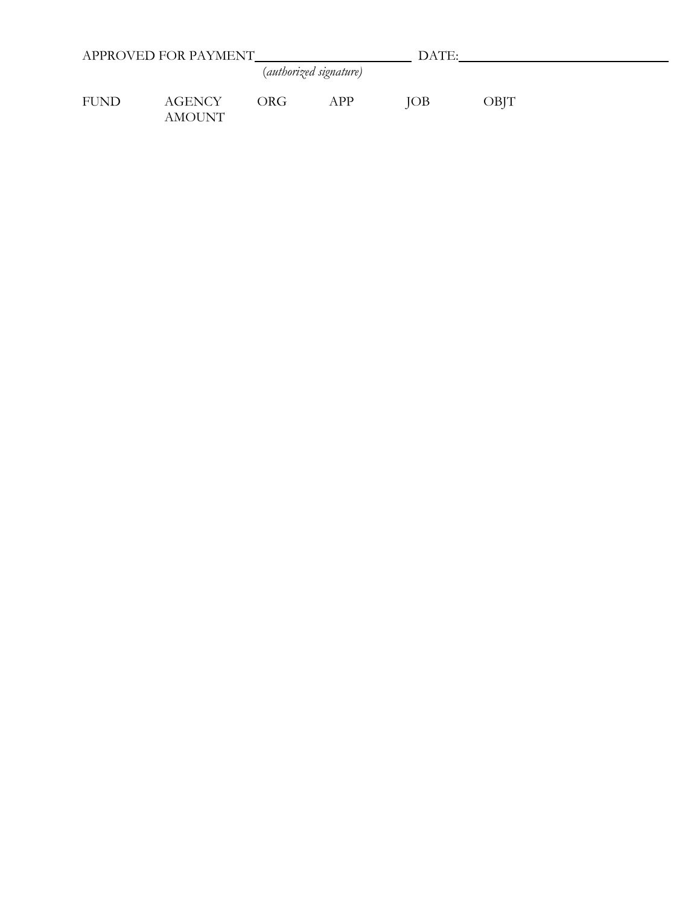APPROVED FOR PAYMENT\_\_\_\_\_\_\_\_\_\_\_\_\_\_\_\_\_\_\_\_\_\_\_\_ DATE:\_\_\_\_\_\_\_\_\_\_\_\_\_\_\_\_\_\_\_\_\_\_\_\_\_\_\_\_\_\_\_\_

*(authorized signature)*

| FUND | AGENCY AMOUNT | ORG | APP | JOB | OBJT |
|---|---|---|---|---|---|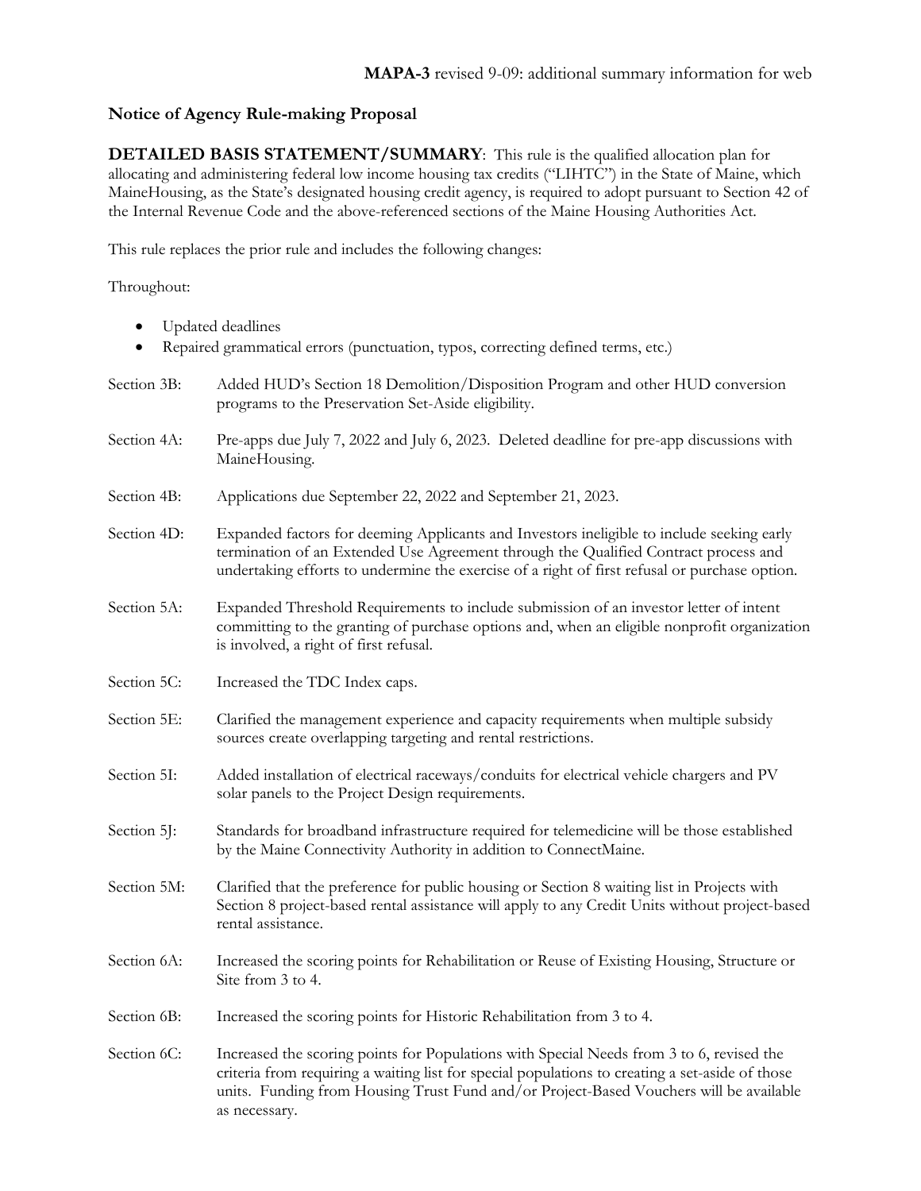**MAPA-3** revised 9-09: additional summary information for web

**Notice of Agency Rule-making Proposal**

**DETAILED BASIS STATEMENT/SUMMARY**: This rule is the qualified allocation plan for allocating and administering federal low income housing tax credits ("LIHTC") in the State of Maine, which MaineHousing, as the State's designated housing credit agency, is required to adopt pursuant to Section 42 of the Internal Revenue Code and the above-referenced sections of the Maine Housing Authorities Act.

This rule replaces the prior rule and includes the following changes:

Throughout:

- Updated deadlines
- Repaired grammatical errors (punctuation, typos, correcting defined terms, etc.)

| | |
|---|---|
| Section 3B: | Added HUD's Section 18 Demolition/Disposition Program and other HUD conversion programs to the Preservation Set-Aside eligibility. |
| Section 4A: | Pre-apps due July 7, 2022 and July 6, 2023. Deleted deadline for pre-app discussions with MaineHousing. |
| Section 4B: | Applications due September 22, 2022 and September 21, 2023. |
| Section 4D: | Expanded factors for deeming Applicants and Investors ineligible to include seeking early termination of an Extended Use Agreement through the Qualified Contract process and undertaking efforts to undermine the exercise of a right of first refusal or purchase option. |
| Section 5A: | Expanded Threshold Requirements to include submission of an investor letter of intent committing to the granting of purchase options and, when an eligible nonprofit organization is involved, a right of first refusal. |
| Section 5C: | Increased the TDC Index caps. |
| Section 5E: | Clarified the management experience and capacity requirements when multiple subsidy sources create overlapping targeting and rental restrictions. |
| Section 5I: | Added installation of electrical raceways/conduits for electrical vehicle chargers and PV solar panels to the Project Design requirements. |
| Section 5J: | Standards for broadband infrastructure required for telemedicine will be those established by the Maine Connectivity Authority in addition to ConnectMaine. |
| Section 5M: | Clarified that the preference for public housing or Section 8 waiting list in Projects with Section 8 project-based rental assistance will apply to any Credit Units without project-based rental assistance. |
| Section 6A: | Increased the scoring points for Rehabilitation or Reuse of Existing Housing, Structure or Site from 3 to 4. |
| Section 6B: | Increased the scoring points for Historic Rehabilitation from 3 to 4. |
| Section 6C: | Increased the scoring points for Populations with Special Needs from 3 to 6, revised the criteria from requiring a waiting list for special populations to creating a set-aside of those units. Funding from Housing Trust Fund and/or Project-Based Vouchers will be available as necessary. |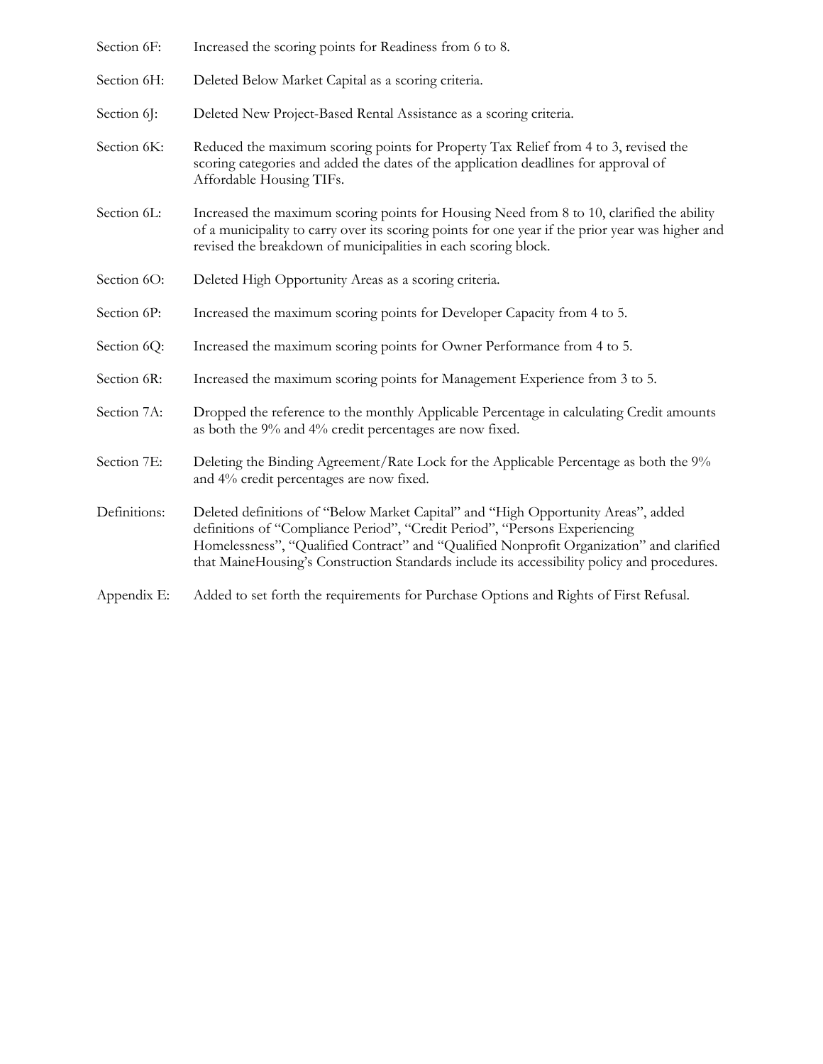| | |
|---|---|
| Section 6F: | Increased the scoring points for Readiness from 6 to 8. |
| Section 6H: | Deleted Below Market Capital as a scoring criteria. |
| Section 6J: | Deleted New Project-Based Rental Assistance as a scoring criteria. |
| Section 6K: | Reduced the maximum scoring points for Property Tax Relief from 4 to 3, revised the scoring categories and added the dates of the application deadlines for approval of Affordable Housing TIFs. |
| Section 6L: | Increased the maximum scoring points for Housing Need from 8 to 10, clarified the ability of a municipality to carry over its scoring points for one year if the prior year was higher and revised the breakdown of municipalities in each scoring block. |
| Section 6O: | Deleted High Opportunity Areas as a scoring criteria. |
| Section 6P: | Increased the maximum scoring points for Developer Capacity from 4 to 5. |
| Section 6Q: | Increased the maximum scoring points for Owner Performance from 4 to 5. |
| Section 6R: | Increased the maximum scoring points for Management Experience from 3 to 5. |
| Section 7A: | Dropped the reference to the monthly Applicable Percentage in calculating Credit amounts as both the 9% and 4% credit percentages are now fixed. |
| Section 7E: | Deleting the Binding Agreement/Rate Lock for the Applicable Percentage as both the 9% and 4% credit percentages are now fixed. |
| Definitions: | Deleted definitions of "Below Market Capital" and "High Opportunity Areas", added definitions of "Compliance Period", "Credit Period", "Persons Experiencing Homelessness", "Qualified Contract" and "Qualified Nonprofit Organization" and clarified that MaineHousing's Construction Standards include its accessibility policy and procedures. |
| Appendix E: | Added to set forth the requirements for Purchase Options and Rights of First Refusal. |